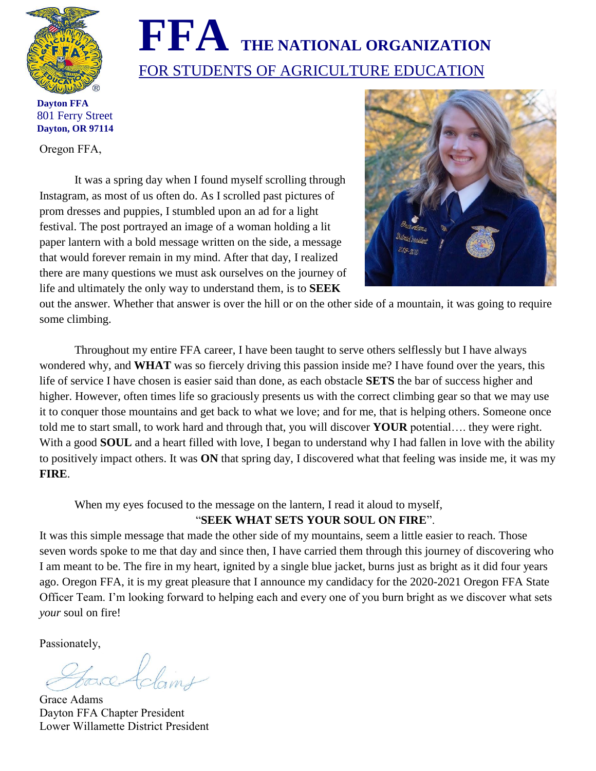# FFA THE NATIONAL ORGANIZATION

FOR STUDENTS OF AGRICULTURE EDUCATION

**Dayton FFA**
801 Ferry Street
**Dayton, OR 97114**

Oregon FFA,

It was a spring day when I found myself scrolling through Instagram, as most of us often do. As I scrolled past pictures of prom dresses and puppies, I stumbled upon an ad for a light festival. The post portrayed an image of a woman holding a lit paper lantern with a bold message written on the side, a message that would forever remain in my mind. After that day, I realized there are many questions we must ask ourselves on the journey of life and ultimately the only way to understand them, is to **SEEK** out the answer. Whether that answer is over the hill or on the other side of a mountain, it was going to require some climbing.

Throughout my entire FFA career, I have been taught to serve others selflessly but I have always wondered why, and **WHAT** was so fiercely driving this passion inside me? I have found over the years, this life of service I have chosen is easier said than done, as each obstacle **SETS** the bar of success higher and higher. However, often times life so graciously presents us with the correct climbing gear so that we may use it to conquer those mountains and get back to what we love; and for me, that is helping others. Someone once told me to start small, to work hard and through that, you will discover **YOUR** potential…. they were right. With a good **SOUL** and a heart filled with love, I began to understand why I had fallen in love with the ability to positively impact others. It was **ON** that spring day, I discovered what that feeling was inside me, it was my **FIRE**.

When my eyes focused to the message on the lantern, I read it aloud to myself,

"**SEEK WHAT SETS YOUR SOUL ON FIRE**".

It was this simple message that made the other side of my mountains, seem a little easier to reach. Those seven words spoke to me that day and since then, I have carried them through this journey of discovering who I am meant to be. The fire in my heart, ignited by a single blue jacket, burns just as bright as it did four years ago. Oregon FFA, it is my great pleasure that I announce my candidacy for the 2020-2021 Oregon FFA State Officer Team. I'm looking forward to helping each and every one of you burn bright as we discover what sets *your* soul on fire!

Passionately,

Grace Adams
Dayton FFA Chapter President
Lower Willamette District President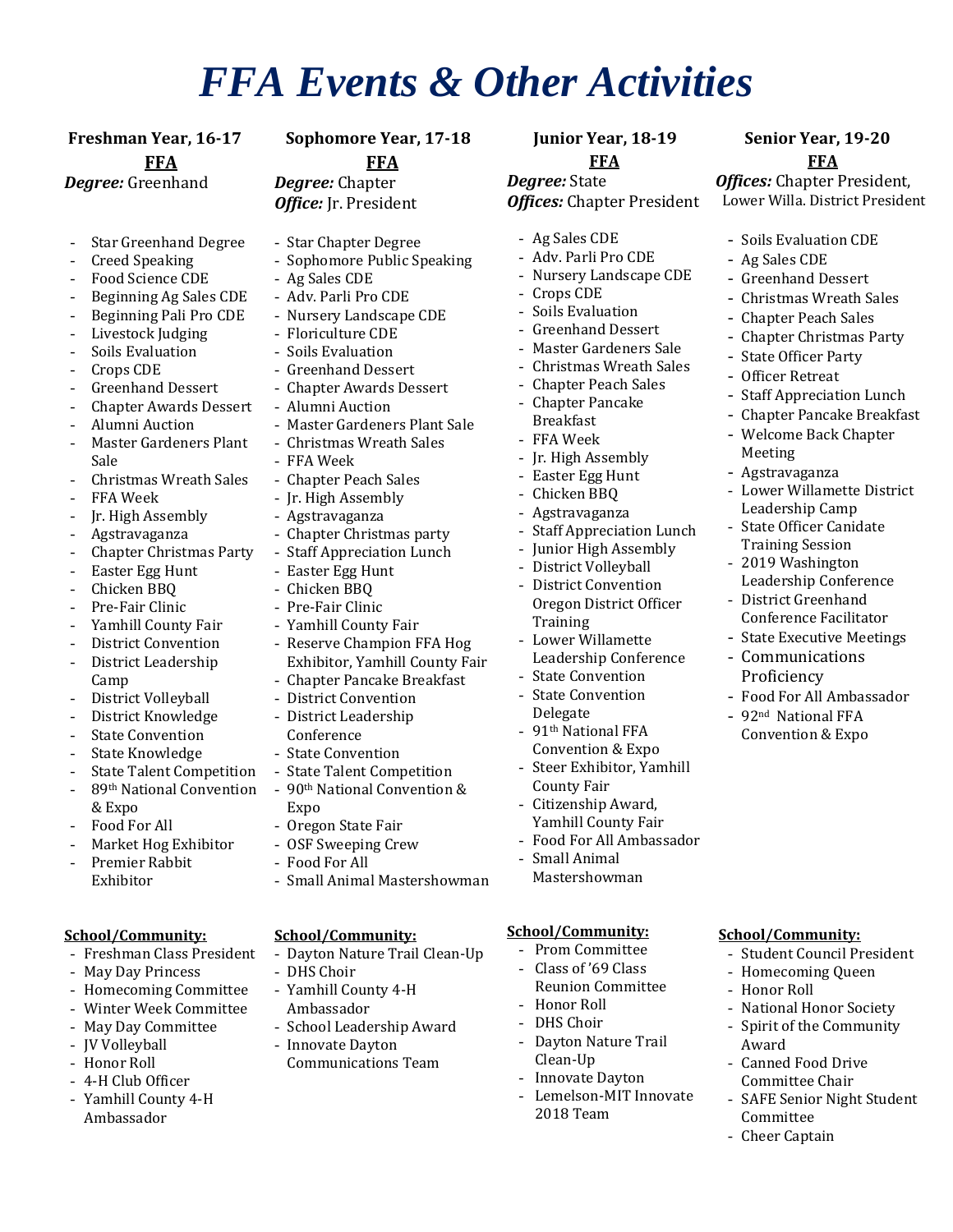# *FFA Events & Other Activities*

## Freshman Year, 16-17

### FFA

***Degree:*** Greenhand

- Star Greenhand Degree
- Creed Speaking
- Food Science CDE
- Beginning Ag Sales CDE
- Beginning Pali Pro CDE
- Livestock Judging
- Soils Evaluation
- Crops CDE
- Greenhand Dessert
- Chapter Awards Dessert
- Alumni Auction
- Master Gardeners Plant Sale
- Christmas Wreath Sales
- FFA Week
- Jr. High Assembly
- Agstravaganza
- Chapter Christmas Party
- Easter Egg Hunt
- Chicken BBQ
- Pre-Fair Clinic
- Yamhill County Fair
- District Convention
- District Leadership Camp
- District Volleyball
- District Knowledge
- State Convention
- State Knowledge
- State Talent Competition
- 89th National Convention & Expo
- Food For All
- Market Hog Exhibitor
- Premier Rabbit Exhibitor

### School/Community:

- Freshman Class President
- May Day Princess
- Homecoming Committee
- Winter Week Committee
- May Day Committee
- JV Volleyball
- Honor Roll
- 4-H Club Officer
- Yamhill County 4-H Ambassador

## Sophomore Year, 17-18

### FFA

***Degree:*** Chapter
***Office:*** Jr. President

- Star Chapter Degree
- Sophomore Public Speaking
- Ag Sales CDE
- Adv. Parli Pro CDE
- Nursery Landscape CDE
- Floriculture CDE
- Soils Evaluation
- Greenhand Dessert
- Chapter Awards Dessert
- Alumni Auction
- Master Gardeners Plant Sale
- Christmas Wreath Sales
- FFA Week
- Chapter Peach Sales
- Jr. High Assembly
- Agstravaganza
- Chapter Christmas party
- Staff Appreciation Lunch
- Easter Egg Hunt
- Chicken BBQ
- Pre-Fair Clinic
- Yamhill County Fair
- Reserve Champion FFA Hog Exhibitor, Yamhill County Fair
- Chapter Pancake Breakfast
- District Convention
- District Leadership Conference
- State Convention
- State Talent Competition
- 90th National Convention & Expo
- Oregon State Fair
- OSF Sweeping Crew
- Food For All
- Small Animal Mastershowman

### School/Community:

- Dayton Nature Trail Clean-Up
- DHS Choir
- Yamhill County 4-H Ambassador
- School Leadership Award
- Innovate Dayton Communications Team

## Junior Year, 18-19

### FFA

***Degree:*** State
***Offices:*** Chapter President

- Ag Sales CDE
- Adv. Parli Pro CDE
- Nursery Landscape CDE
- Crops CDE
- Soils Evaluation
- Greenhand Dessert
- Master Gardeners Sale
- Christmas Wreath Sales
- Chapter Peach Sales
- Chapter Pancake Breakfast
- FFA Week
- Jr. High Assembly
- Easter Egg Hunt
- Chicken BBQ
- Agstravaganza
- Staff Appreciation Lunch
- Junior High Assembly
- District Volleyball
- District Convention Oregon District Officer Training
- Lower Willamette Leadership Conference
- State Convention
- State Convention Delegate
- 91th National FFA Convention & Expo
- Steer Exhibitor, Yamhill County Fair
- Citizenship Award, Yamhill County Fair
- Food For All Ambassador
- Small Animal Mastershowman

### School/Community:

- Prom Committee
- Class of '69 Class Reunion Committee
- Honor Roll
- DHS Choir
- Dayton Nature Trail Clean-Up
- Innovate Dayton
- Lemelson-MIT Innovate 2018 Team

## Senior Year, 19-20

### FFA

***Offices:*** Chapter President, Lower Willa. District President

- Soils Evaluation CDE
- Ag Sales CDE
- Greenhand Dessert
- Christmas Wreath Sales
- Chapter Peach Sales
- Chapter Christmas Party
- State Officer Party
- Officer Retreat
- Staff Appreciation Lunch
- Chapter Pancake Breakfast
- Welcome Back Chapter Meeting
- Agstravaganza
- Lower Willamette District Leadership Camp
- State Officer Canidate Training Session
- 2019 Washington Leadership Conference
- District Greenhand Conference Facilitator
- State Executive Meetings
- Communications Proficiency
- Food For All Ambassador
- 92nd National FFA Convention & Expo

### School/Community:

- Student Council President
- Homecoming Queen
- Honor Roll
- National Honor Society
- Spirit of the Community Award
- Canned Food Drive Committee Chair
- SAFE Senior Night Student Committee
- Cheer Captain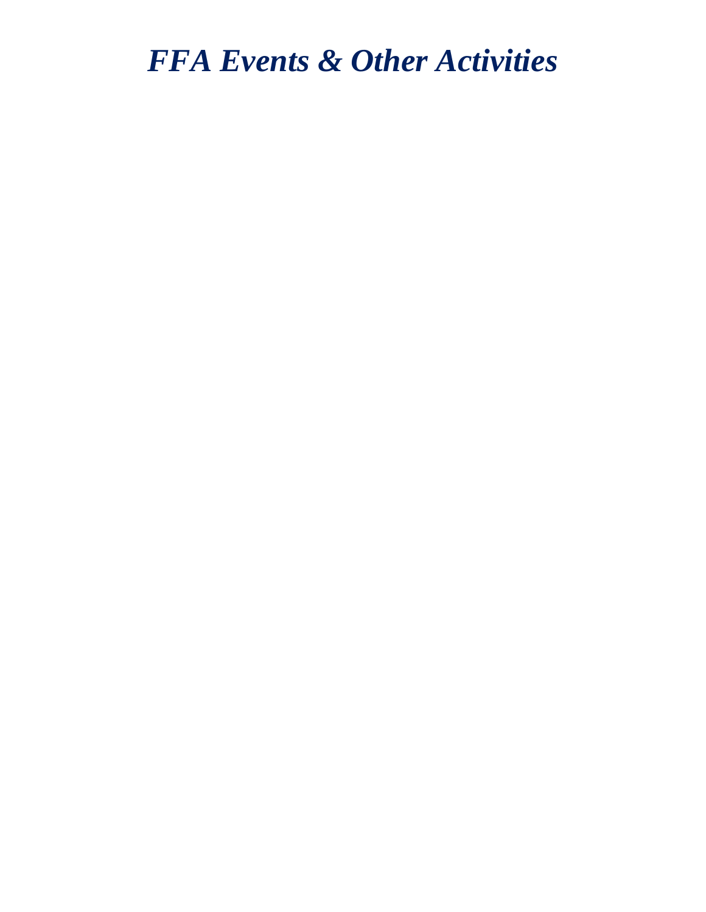# *FFA Events & Other Activities*